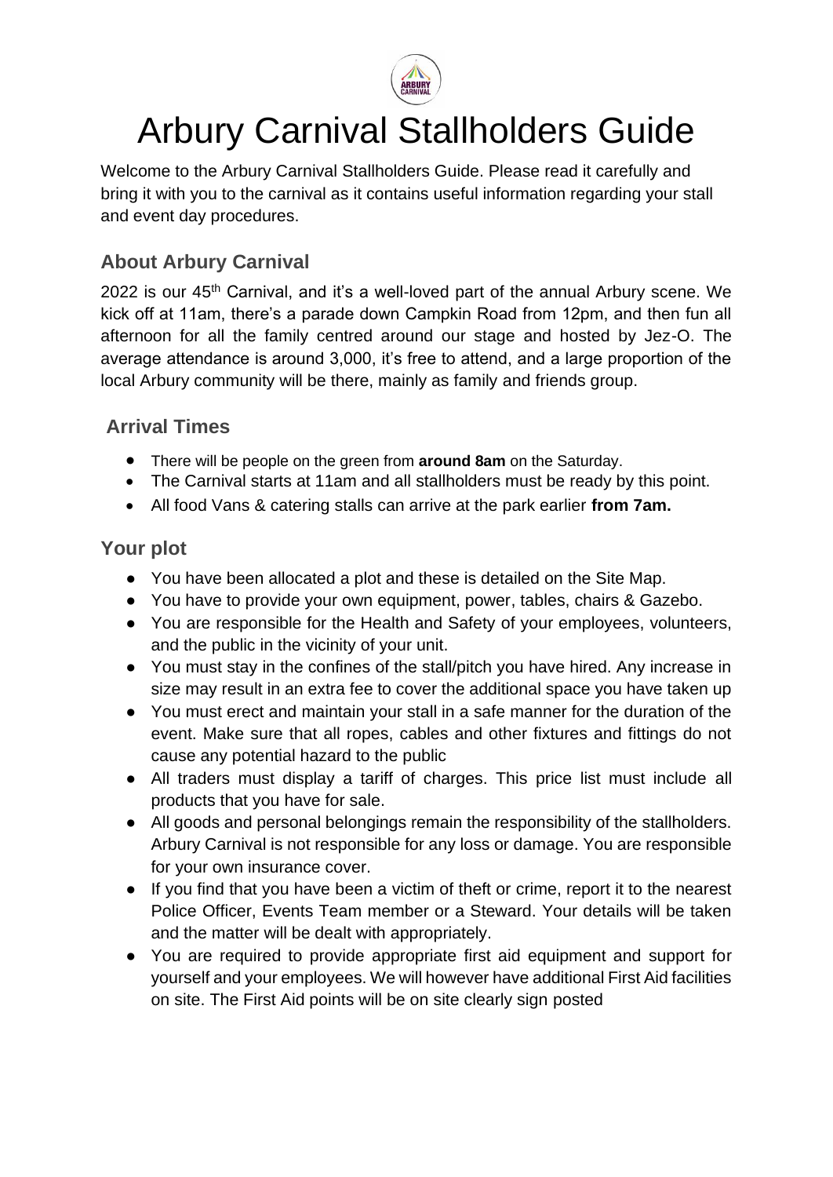# Arbury Carnival Stallholders Guide

Welcome to the Arbury Carnival Stallholders Guide. Please read it carefully and bring it with you to the carnival as it contains useful information regarding your stall and event day procedures.

## About Arbury Carnival

2022 is our 45th Carnival, and it's a well-loved part of the annual Arbury scene. We kick off at 11am, there's a parade down Campkin Road from 12pm, and then fun all afternoon for all the family centred around our stage and hosted by Jez-O. The average attendance is around 3,000, it's free to attend, and a large proportion of the local Arbury community will be there, mainly as family and friends group.

## Arrival Times

- There will be people on the green from **around 8am** on the Saturday.
- The Carnival starts at 11am and all stallholders must be ready by this point.
- All food Vans & catering stalls can arrive at the park earlier **from 7am.**

## Your plot

- You have been allocated a plot and these is detailed on the Site Map.
- You have to provide your own equipment, power, tables, chairs & Gazebo.
- You are responsible for the Health and Safety of your employees, volunteers, and the public in the vicinity of your unit.
- You must stay in the confines of the stall/pitch you have hired. Any increase in size may result in an extra fee to cover the additional space you have taken up
- You must erect and maintain your stall in a safe manner for the duration of the event. Make sure that all ropes, cables and other fixtures and fittings do not cause any potential hazard to the public
- All traders must display a tariff of charges. This price list must include all products that you have for sale.
- All goods and personal belongings remain the responsibility of the stallholders. Arbury Carnival is not responsible for any loss or damage. You are responsible for your own insurance cover.
- If you find that you have been a victim of theft or crime, report it to the nearest Police Officer, Events Team member or a Steward. Your details will be taken and the matter will be dealt with appropriately.
- You are required to provide appropriate first aid equipment and support for yourself and your employees. We will however have additional First Aid facilities on site. The First Aid points will be on site clearly sign posted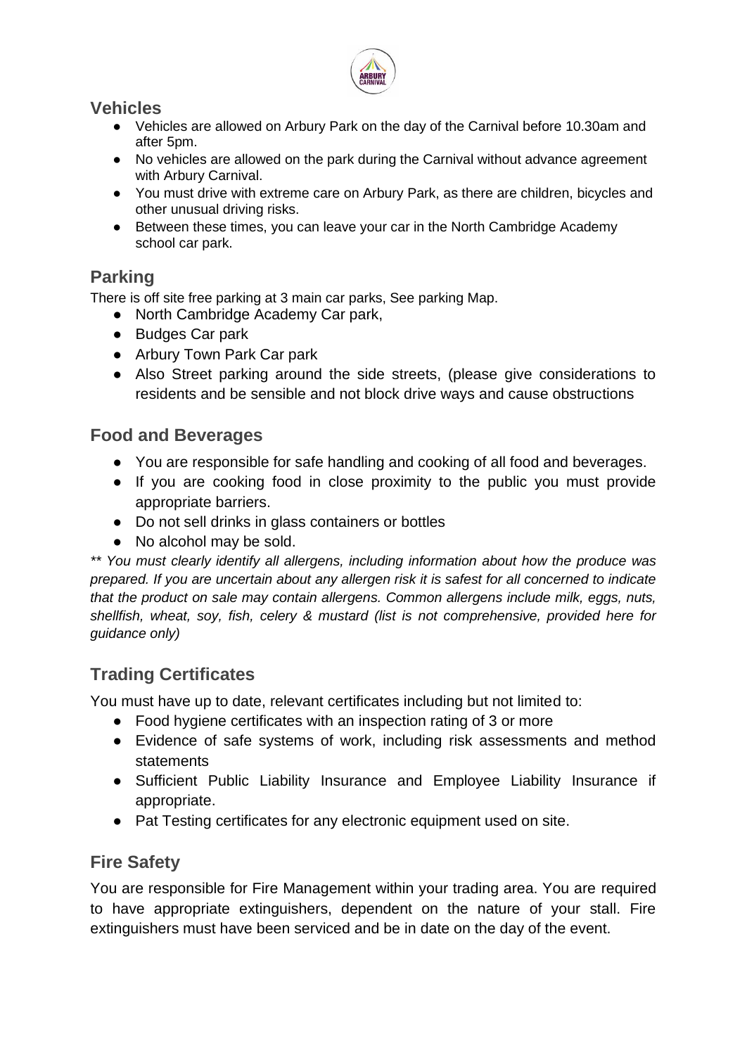## Vehicles

- Vehicles are allowed on Arbury Park on the day of the Carnival before 10.30am and after 5pm.
- No vehicles are allowed on the park during the Carnival without advance agreement with Arbury Carnival.
- You must drive with extreme care on Arbury Park, as there are children, bicycles and other unusual driving risks.
- Between these times, you can leave your car in the North Cambridge Academy school car park.

## Parking

There is off site free parking at 3 main car parks, See parking Map.

- North Cambridge Academy Car park,
- Budges Car park
- Arbury Town Park Car park
- Also Street parking around the side streets, (please give considerations to residents and be sensible and not block drive ways and cause obstructions

## Food and Beverages

- You are responsible for safe handling and cooking of all food and beverages.
- If you are cooking food in close proximity to the public you must provide appropriate barriers.
- Do not sell drinks in glass containers or bottles
- No alcohol may be sold.

*** You must clearly identify all allergens, including information about how the produce was prepared. If you are uncertain about any allergen risk it is safest for all concerned to indicate that the product on sale may contain allergens. Common allergens include milk, eggs, nuts, shellfish, wheat, soy, fish, celery & mustard (list is not comprehensive, provided here for guidance only)*

## Trading Certificates

You must have up to date, relevant certificates including but not limited to:

- Food hygiene certificates with an inspection rating of 3 or more
- Evidence of safe systems of work, including risk assessments and method statements
- Sufficient Public Liability Insurance and Employee Liability Insurance if appropriate.
- Pat Testing certificates for any electronic equipment used on site.

## Fire Safety

You are responsible for Fire Management within your trading area. You are required to have appropriate extinguishers, dependent on the nature of your stall. Fire extinguishers must have been serviced and be in date on the day of the event.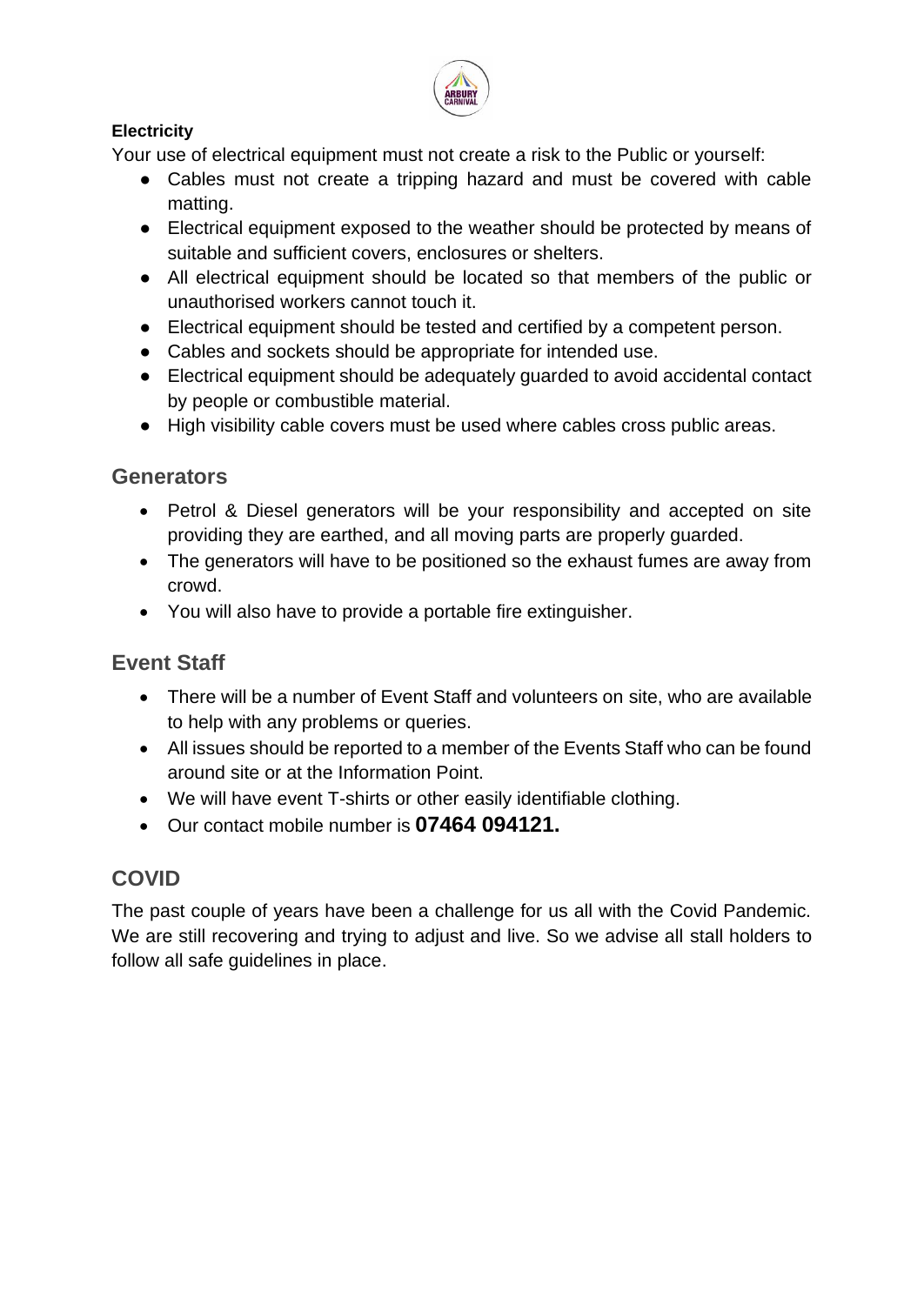**Electricity**

Your use of electrical equipment must not create a risk to the Public or yourself:

- Cables must not create a tripping hazard and must be covered with cable matting.
- Electrical equipment exposed to the weather should be protected by means of suitable and sufficient covers, enclosures or shelters.
- All electrical equipment should be located so that members of the public or unauthorised workers cannot touch it.
- Electrical equipment should be tested and certified by a competent person.
- Cables and sockets should be appropriate for intended use.
- Electrical equipment should be adequately guarded to avoid accidental contact by people or combustible material.
- High visibility cable covers must be used where cables cross public areas.

## Generators

- Petrol & Diesel generators will be your responsibility and accepted on site providing they are earthed, and all moving parts are properly guarded.
- The generators will have to be positioned so the exhaust fumes are away from crowd.
- You will also have to provide a portable fire extinguisher.

## Event Staff

- There will be a number of Event Staff and volunteers on site, who are available to help with any problems or queries.
- All issues should be reported to a member of the Events Staff who can be found around site or at the Information Point.
- We will have event T-shirts or other easily identifiable clothing.
- Our contact mobile number is **07464 094121.**

## COVID

The past couple of years have been a challenge for us all with the Covid Pandemic. We are still recovering and trying to adjust and live. So we advise all stall holders to follow all safe guidelines in place.